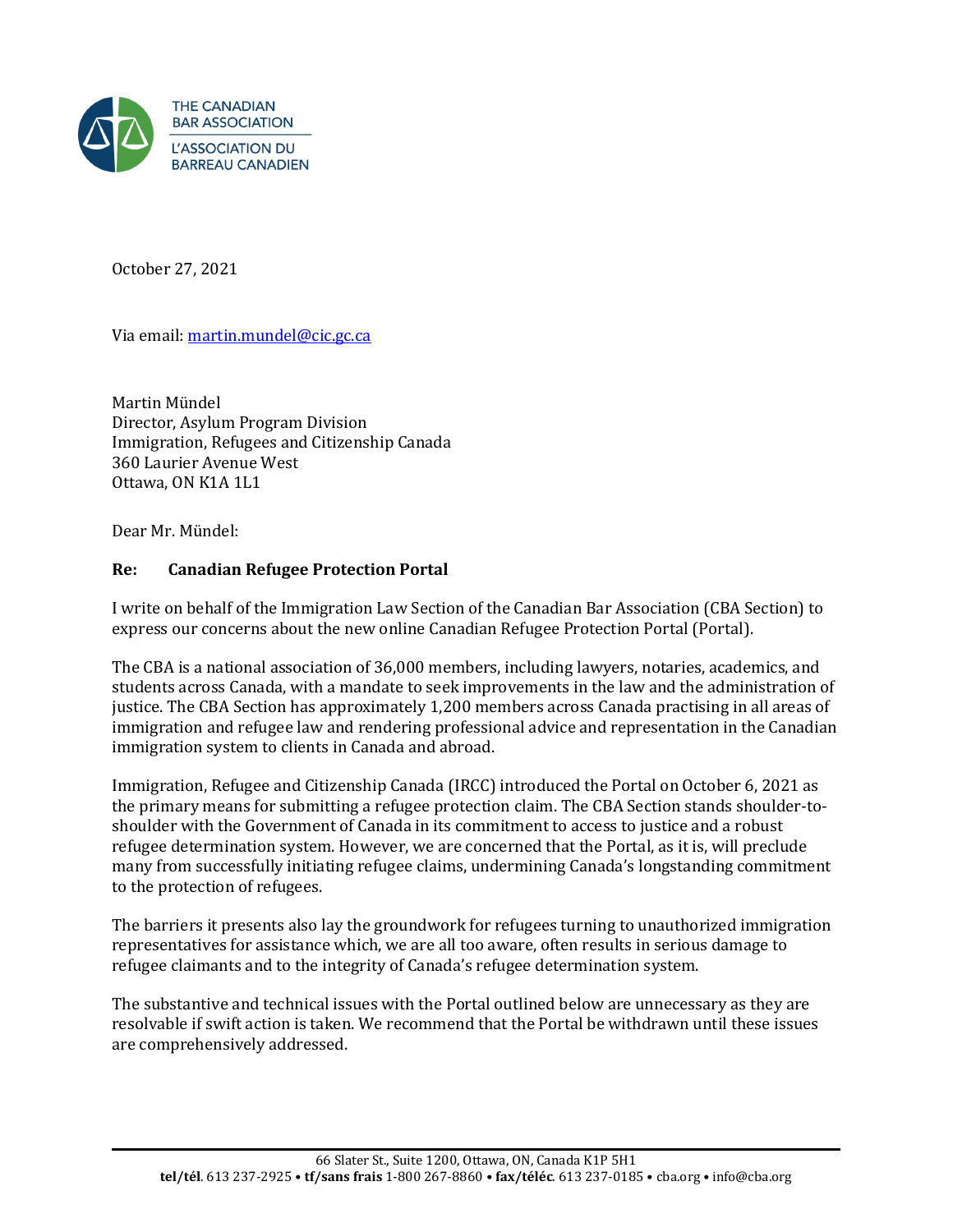THE CANADIAN BAR ASSOCIATION
L'ASSOCIATION DU BARREAU CANADIEN

October 27, 2021

Via email: martin.mundel@cic.gc.ca

Martin Mündel
Director, Asylum Program Division
Immigration, Refugees and Citizenship Canada
360 Laurier Avenue West
Ottawa, ON K1A 1L1

Dear Mr. Mündel:

**Re: Canadian Refugee Protection Portal**

I write on behalf of the Immigration Law Section of the Canadian Bar Association (CBA Section) to express our concerns about the new online Canadian Refugee Protection Portal (Portal).

The CBA is a national association of 36,000 members, including lawyers, notaries, academics, and students across Canada, with a mandate to seek improvements in the law and the administration of justice. The CBA Section has approximately 1,200 members across Canada practising in all areas of immigration and refugee law and rendering professional advice and representation in the Canadian immigration system to clients in Canada and abroad.

Immigration, Refugee and Citizenship Canada (IRCC) introduced the Portal on October 6, 2021 as the primary means for submitting a refugee protection claim. The CBA Section stands shoulder-to-shoulder with the Government of Canada in its commitment to access to justice and a robust refugee determination system. However, we are concerned that the Portal, as it is, will preclude many from successfully initiating refugee claims, undermining Canada's longstanding commitment to the protection of refugees.

The barriers it presents also lay the groundwork for refugees turning to unauthorized immigration representatives for assistance which, we are all too aware, often results in serious damage to refugee claimants and to the integrity of Canada's refugee determination system.

The substantive and technical issues with the Portal outlined below are unnecessary as they are resolvable if swift action is taken. We recommend that the Portal be withdrawn until these issues are comprehensively addressed.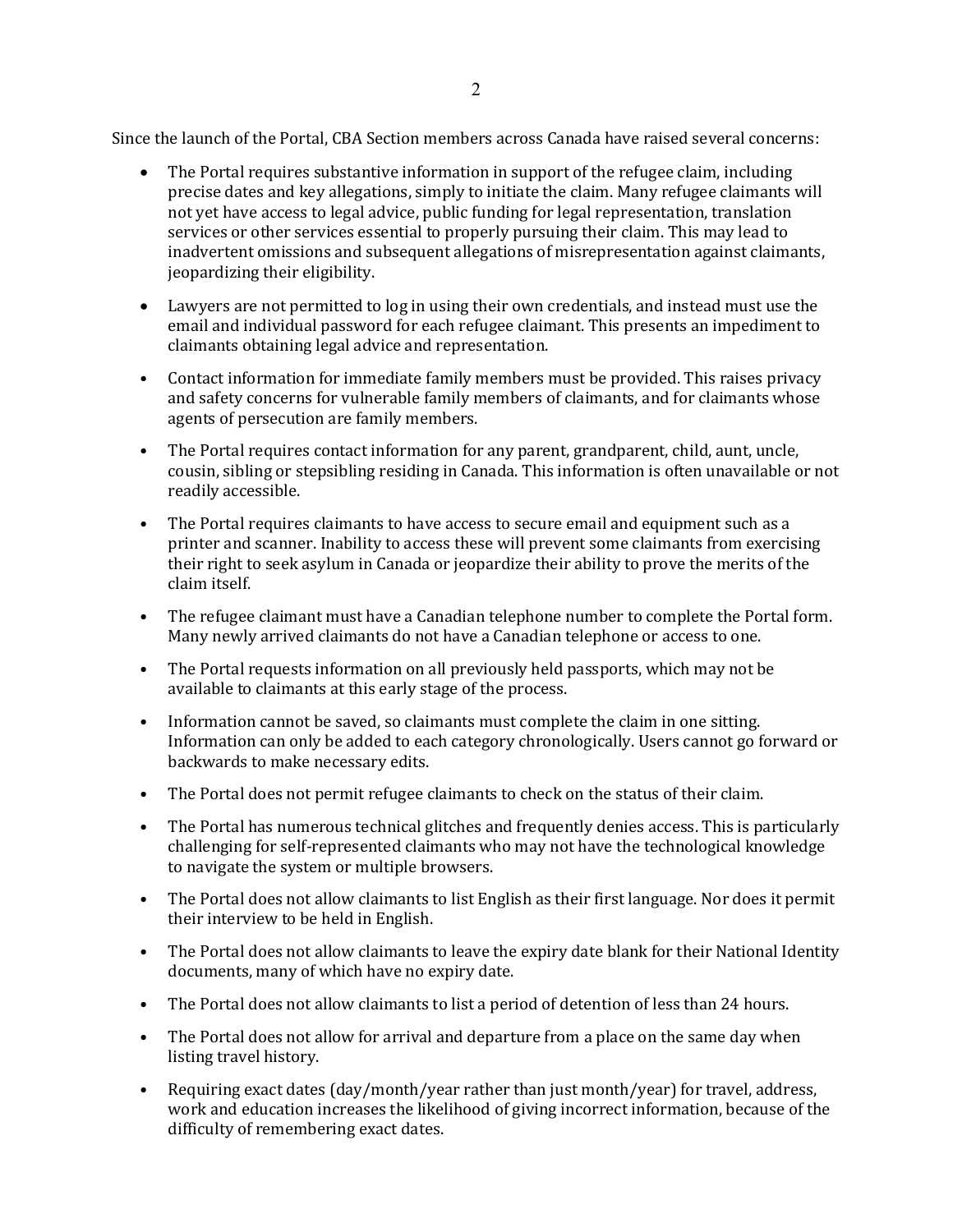Since the launch of the Portal, CBA Section members across Canada have raised several concerns:

- The Portal requires substantive information in support of the refugee claim, including precise dates and key allegations, simply to initiate the claim. Many refugee claimants will not yet have access to legal advice, public funding for legal representation, translation services or other services essential to properly pursuing their claim. This may lead to inadvertent omissions and subsequent allegations of misrepresentation against claimants, jeopardizing their eligibility.
- Lawyers are not permitted to log in using their own credentials, and instead must use the email and individual password for each refugee claimant. This presents an impediment to claimants obtaining legal advice and representation.
- Contact information for immediate family members must be provided. This raises privacy and safety concerns for vulnerable family members of claimants, and for claimants whose agents of persecution are family members.
- The Portal requires contact information for any parent, grandparent, child, aunt, uncle, cousin, sibling or stepsibling residing in Canada. This information is often unavailable or not readily accessible.
- The Portal requires claimants to have access to secure email and equipment such as a printer and scanner. Inability to access these will prevent some claimants from exercising their right to seek asylum in Canada or jeopardize their ability to prove the merits of the claim itself.
- The refugee claimant must have a Canadian telephone number to complete the Portal form. Many newly arrived claimants do not have a Canadian telephone or access to one.
- The Portal requests information on all previously held passports, which may not be available to claimants at this early stage of the process.
- Information cannot be saved, so claimants must complete the claim in one sitting. Information can only be added to each category chronologically. Users cannot go forward or backwards to make necessary edits.
- The Portal does not permit refugee claimants to check on the status of their claim.
- The Portal has numerous technical glitches and frequently denies access. This is particularly challenging for self-represented claimants who may not have the technological knowledge to navigate the system or multiple browsers.
- The Portal does not allow claimants to list English as their first language. Nor does it permit their interview to be held in English.
- The Portal does not allow claimants to leave the expiry date blank for their National Identity documents, many of which have no expiry date.
- The Portal does not allow claimants to list a period of detention of less than 24 hours.
- The Portal does not allow for arrival and departure from a place on the same day when listing travel history.
- Requiring exact dates (day/month/year rather than just month/year) for travel, address, work and education increases the likelihood of giving incorrect information, because of the difficulty of remembering exact dates.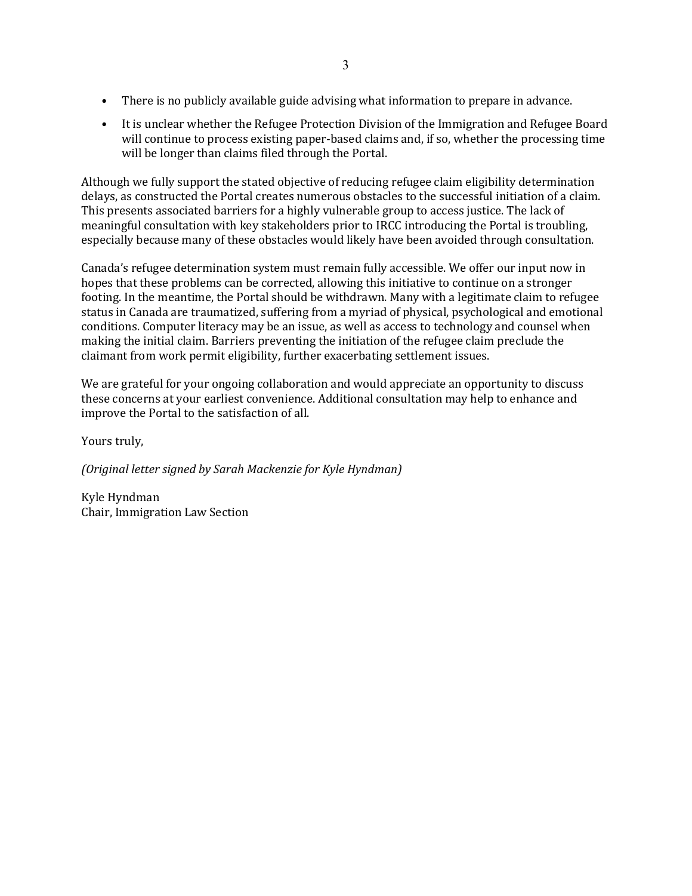- There is no publicly available guide advising what information to prepare in advance.
- It is unclear whether the Refugee Protection Division of the Immigration and Refugee Board will continue to process existing paper-based claims and, if so, whether the processing time will be longer than claims filed through the Portal.

Although we fully support the stated objective of reducing refugee claim eligibility determination delays, as constructed the Portal creates numerous obstacles to the successful initiation of a claim. This presents associated barriers for a highly vulnerable group to access justice. The lack of meaningful consultation with key stakeholders prior to IRCC introducing the Portal is troubling, especially because many of these obstacles would likely have been avoided through consultation.

Canada's refugee determination system must remain fully accessible. We offer our input now in hopes that these problems can be corrected, allowing this initiative to continue on a stronger footing. In the meantime, the Portal should be withdrawn. Many with a legitimate claim to refugee status in Canada are traumatized, suffering from a myriad of physical, psychological and emotional conditions. Computer literacy may be an issue, as well as access to technology and counsel when making the initial claim. Barriers preventing the initiation of the refugee claim preclude the claimant from work permit eligibility, further exacerbating settlement issues.

We are grateful for your ongoing collaboration and would appreciate an opportunity to discuss these concerns at your earliest convenience. Additional consultation may help to enhance and improve the Portal to the satisfaction of all.

Yours truly,

*(Original letter signed by Sarah Mackenzie for Kyle Hyndman)*

Kyle Hyndman
Chair, Immigration Law Section